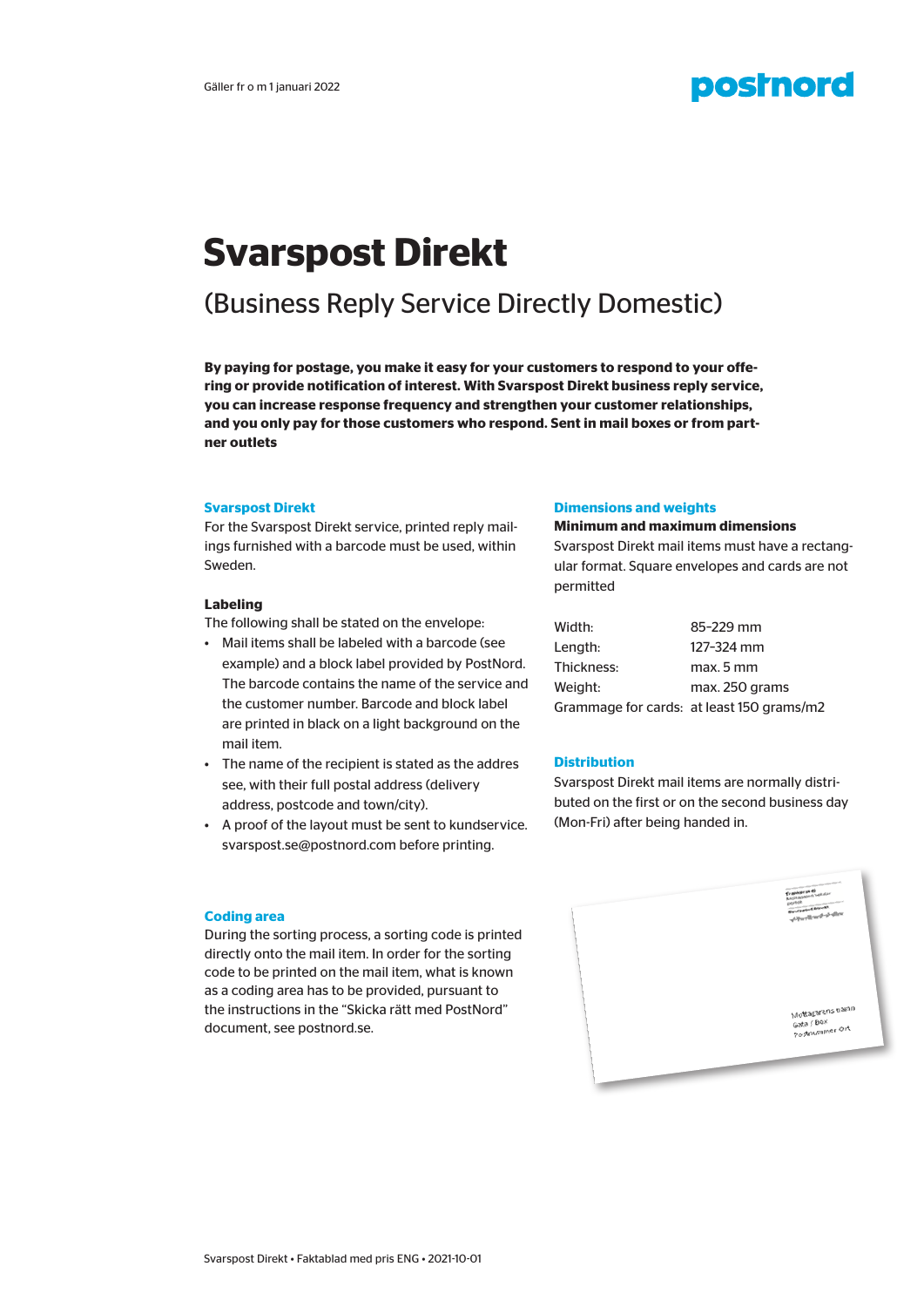Gäller fr o m 1 januari 2022

# Svarspost Direkt

## (Business Reply Service Directly Domestic)

**By paying for postage, you make it easy for your customers to respond to your offering or provide notification of interest. With Svarspost Direkt business reply service, you can increase response frequency and strengthen your customer relationships, and you only pay for those customers who respond. Sent in mail boxes or from partner outlets**

### Svarspost Direkt

For the Svarspost Direkt service, printed reply mailings furnished with a barcode must be used, within Sweden.

#### Labeling

The following shall be stated on the envelope:

- Mail items shall be labeled with a barcode (see example) and a block label provided by PostNord. The barcode contains the name of the service and the customer number. Barcode and block label are printed in black on a light background on the mail item.
- The name of the recipient is stated as the addres see, with their full postal address (delivery address, postcode and town/city).
- A proof of the layout must be sent to kundservice. svarspost.se@postnord.com before printing.

### Coding area

During the sorting process, a sorting code is printed directly onto the mail item. In order for the sorting code to be printed on the mail item, what is known as a coding area has to be provided, pursuant to the instructions in the "Skicka rätt med PostNord" document, see postnord.se.

### Dimensions and weights

**Minimum and maximum dimensions**

Svarspost Direkt mail items must have a rectangular format. Square envelopes and cards are not permitted

| | |
|---|---|
| Width: | 85–229 mm |
| Length: | 127–324 mm |
| Thickness: | max. 5 mm |
| Weight: | max. 250 grams |
| Grammage for cards: | at least 150 grams/m2 |

### Distribution

Svarspost Direkt mail items are normally distributed on the first or on the second business day (Mon-Fri) after being handed in.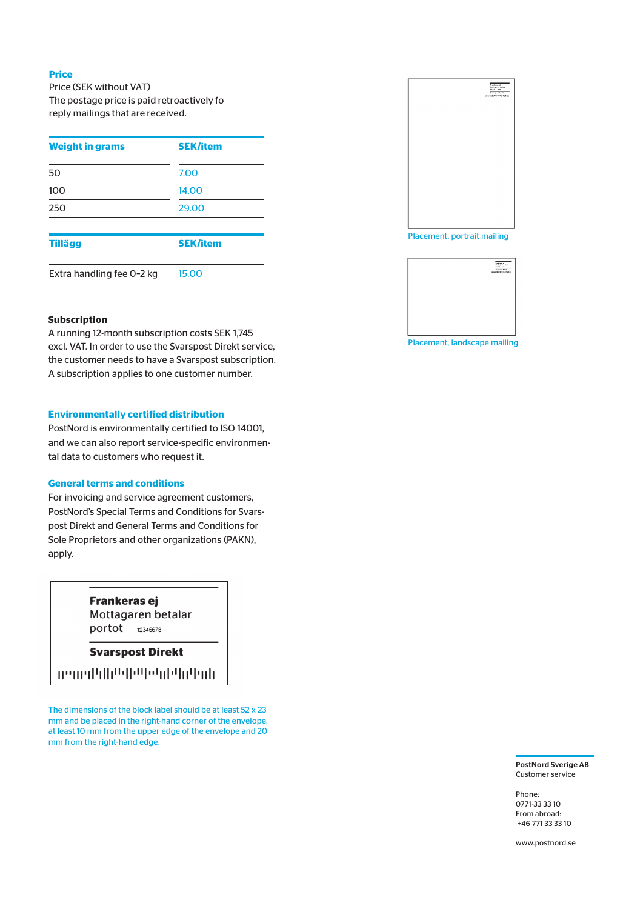## Price

Price (SEK without VAT)
The postage price is paid retroactively fo reply mailings that are received.

| Weight in grams | SEK/item |
|---|---|
| 50 | 7.00 |
| 100 | 14.00 |
| 250 | 29.00 |

| Tillägg | SEK/item |
|---|---|
| Extra handling fee 0-2 kg | 15.00 |

**Subscription**
A running 12-month subscription costs SEK 1,745 excl. VAT. In order to use the Svarspost Direkt service, the customer needs to have a Svarspost subscription. A subscription applies to one customer number.

## Environmentally certified distribution

PostNord is environmentally certified to ISO 14001, and we can also report service-specific environmental data to customers who request it.

## General terms and conditions

For invoicing and service agreement customers, PostNord's Special Terms and Conditions for Svarspost Direkt and General Terms and Conditions for Sole Proprietors and other organizations (PAKN), apply.

**Frankeras ej**
Mottagaren betalar
portot 12345678

**Svarspost Direkt**

The dimensions of the block label should be at least 52 x 23 mm and be placed in the right-hand corner of the envelope, at least 10 mm from the upper edge of the envelope and 20 mm from the right-hand edge.

Placement, portrait mailing

Placement, landscape mailing

**PostNord Sverige AB**
Customer service

Phone:
0771-33 33 10
From abroad:
+46 771 33 33 10

www.postnord.se